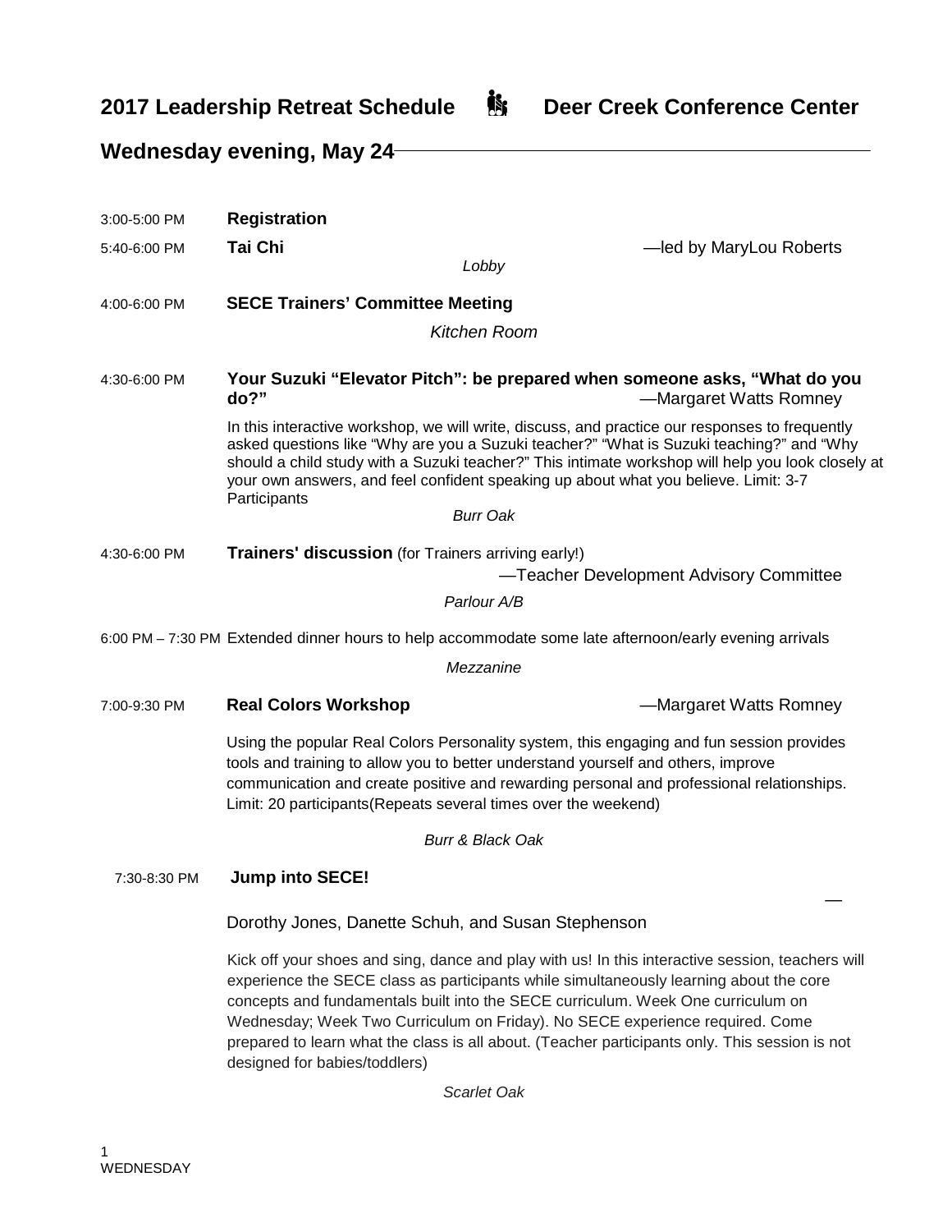# 2017 Leadership Retreat Schedule Deer Creek Conference Center

## Wednesday evening, May 24

3:00-5:00 PM **Registration**

5:40-6:00 PM **Tai Chi** —led by MaryLou Roberts

*Lobby*

4:00-6:00 PM **SECE Trainers' Committee Meeting**

*Kitchen Room*

4:30-6:00 PM **Your Suzuki "Elevator Pitch": be prepared when someone asks, "What do you do?"** —Margaret Watts Romney

In this interactive workshop, we will write, discuss, and practice our responses to frequently asked questions like "Why are you a Suzuki teacher?" "What is Suzuki teaching?" and "Why should a child study with a Suzuki teacher?" This intimate workshop will help you look closely at your own answers, and feel confident speaking up about what you believe. Limit: 3-7 Participants

*Burr Oak*

4:30-6:00 PM **Trainers' discussion** (for Trainers arriving early!) —Teacher Development Advisory Committee

*Parlour A/B*

6:00 PM – 7:30 PM Extended dinner hours to help accommodate some late afternoon/early evening arrivals

*Mezzanine*

7:00-9:30 PM **Real Colors Workshop** —Margaret Watts Romney

Using the popular Real Colors Personality system, this engaging and fun session provides tools and training to allow you to better understand yourself and others, improve communication and create positive and rewarding personal and professional relationships. Limit: 20 participants(Repeats several times over the weekend)

*Burr & Black Oak*

7:30-8:30 PM **Jump into SECE!** —

Dorothy Jones, Danette Schuh, and Susan Stephenson

Kick off your shoes and sing, dance and play with us! In this interactive session, teachers will experience the SECE class as participants while simultaneously learning about the core concepts and fundamentals built into the SECE curriculum. Week One curriculum on Wednesday; Week Two Curriculum on Friday). No SECE experience required. Come prepared to learn what the class is all about. (Teacher participants only. This session is not designed for babies/toddlers)

*Scarlet Oak*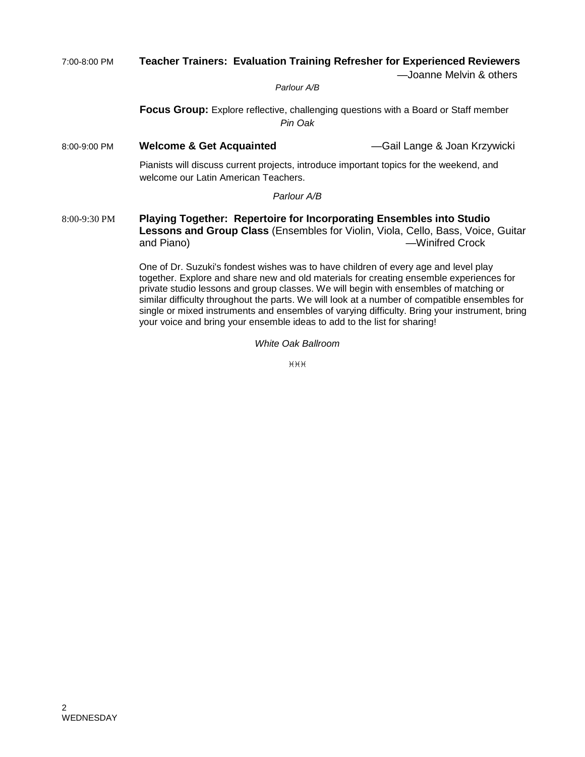7:00-8:00 PM **Teacher Trainers: Evaluation Training Refresher for Experienced Reviewers** —Joanne Melvin & others

*Parlour A/B*

**Focus Group:** Explore reflective, challenging questions with a Board or Staff member

*Pin Oak*

8:00-9:00 PM **Welcome & Get Acquainted** —Gail Lange & Joan Krzywicki

Pianists will discuss current projects, introduce important topics for the weekend, and welcome our Latin American Teachers.

*Parlour A/B*

8:00-9:30 PM **Playing Together: Repertoire for Incorporating Ensembles into Studio Lessons and Group Class** (Ensembles for Violin, Viola, Cello, Bass, Voice, Guitar and Piano) —Winifred Crock

One of Dr. Suzuki's fondest wishes was to have children of every age and level play together. Explore and share new and old materials for creating ensemble experiences for private studio lessons and group classes. We will begin with ensembles of matching or similar difficulty throughout the parts. We will look at a number of compatible ensembles for single or mixed instruments and ensembles of varying difficulty. Bring your instrument, bring your voice and bring your ensemble ideas to add to the list for sharing!

*White Oak Ballroom*

)()()(

WEDNESDAY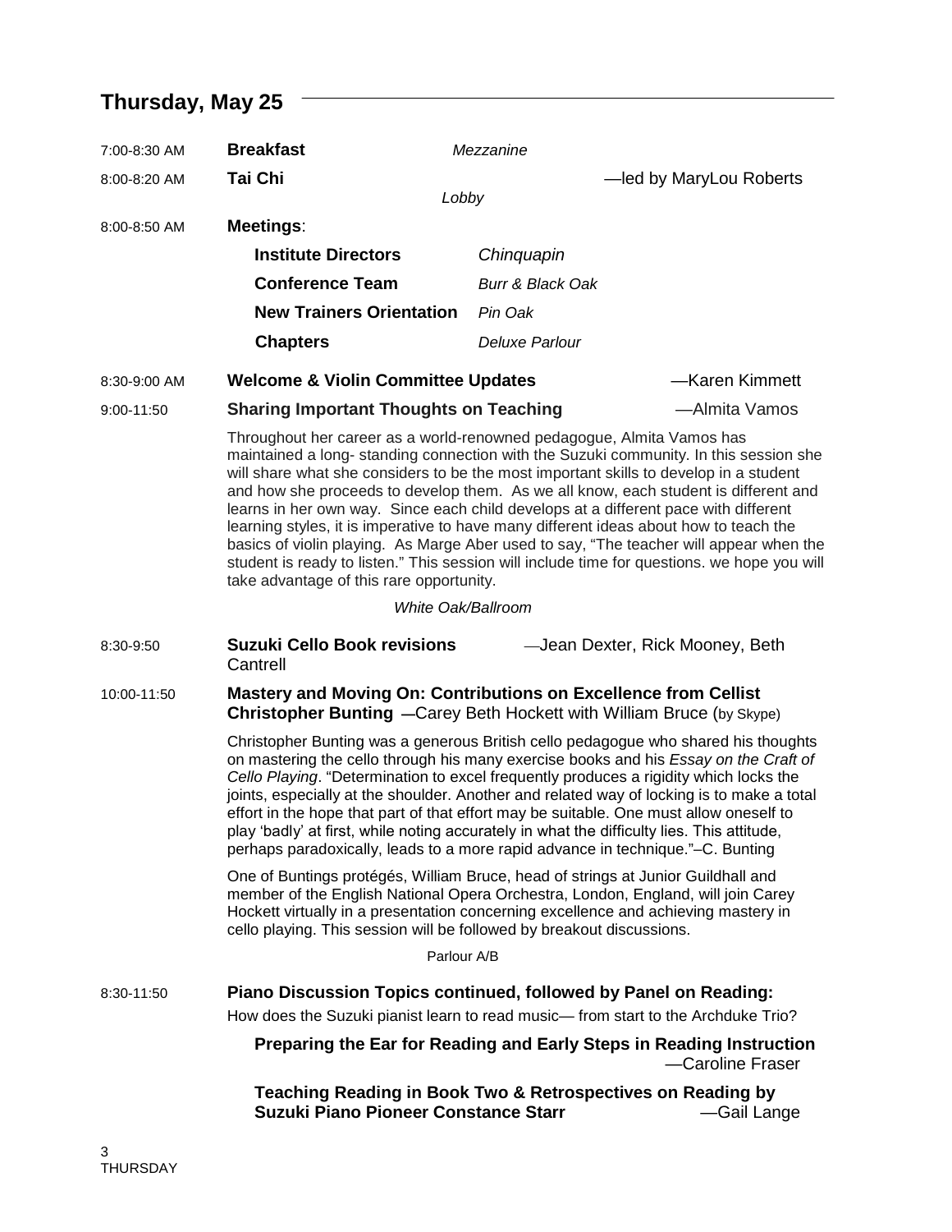## Thursday, May 25

7:00-8:30 AM **Breakfast** *Mezzanine*

8:00-8:20 AM **Tai Chi** —led by MaryLou Roberts
*Lobby*

8:00-8:50 AM **Meetings**:

| | |
|---|---|
| **Institute Directors** | *Chinquapin* |
| **Conference Team** | *Burr & Black Oak* |
| **New Trainers Orientation** | *Pin Oak* |
| **Chapters** | *Deluxe Parlour* |

8:30-9:00 AM **Welcome & Violin Committee Updates** —Karen Kimmett

9:00-11:50 **Sharing Important Thoughts on Teaching** —Almita Vamos

Throughout her career as a world-renowned pedagogue, Almita Vamos has maintained a long- standing connection with the Suzuki community. In this session she will share what she considers to be the most important skills to develop in a student and how she proceeds to develop them. As we all know, each student is different and learns in her own way. Since each child develops at a different pace with different learning styles, it is imperative to have many different ideas about how to teach the basics of violin playing. As Marge Aber used to say, "The teacher will appear when the student is ready to listen." This session will include time for questions. we hope you will take advantage of this rare opportunity.

*White Oak/Ballroom*

8:30-9:50 **Suzuki Cello Book revisions** —Jean Dexter, Rick Mooney, Beth Cantrell

10:00-11:50 **Mastery and Moving On: Contributions on Excellence from Cellist Christopher Bunting** —Carey Beth Hockett with William Bruce (by Skype)

Christopher Bunting was a generous British cello pedagogue who shared his thoughts on mastering the cello through his many exercise books and his *Essay on the Craft of Cello Playing*. "Determination to excel frequently produces a rigidity which locks the joints, especially at the shoulder. Another and related way of locking is to make a total effort in the hope that part of that effort may be suitable. One must allow oneself to play 'badly' at first, while noting accurately in what the difficulty lies. This attitude, perhaps paradoxically, leads to a more rapid advance in technique."–C. Bunting

One of Buntings protégés, William Bruce, head of strings at Junior Guildhall and member of the English National Opera Orchestra, London, England, will join Carey Hockett virtually in a presentation concerning excellence and achieving mastery in cello playing. This session will be followed by breakout discussions.

Parlour A/B

8:30-11:50 **Piano Discussion Topics continued, followed by Panel on Reading:**
How does the Suzuki pianist learn to read music— from start to the Archduke Trio?

**Preparing the Ear for Reading and Early Steps in Reading Instruction** —Caroline Fraser

**Teaching Reading in Book Two & Retrospectives on Reading by Suzuki Piano Pioneer Constance Starr** —Gail Lange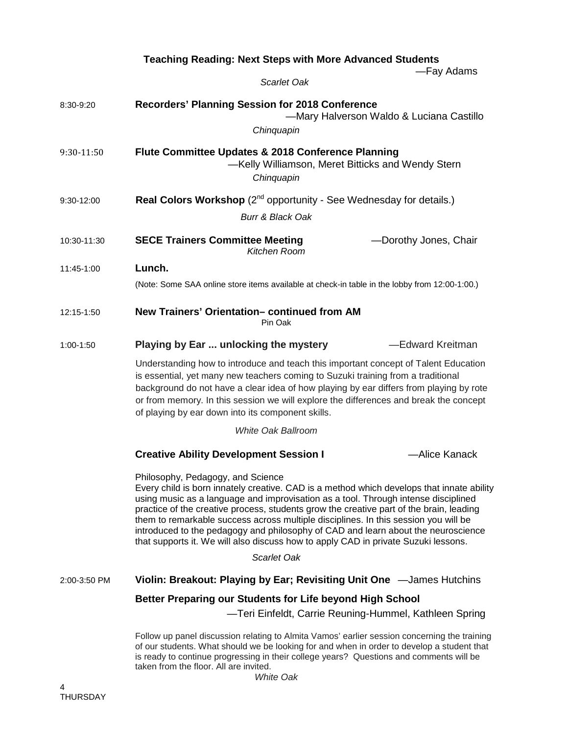**Teaching Reading: Next Steps with More Advanced Students**
—Fay Adams

*Scarlet Oak*

8:30-9:20 **Recorders' Planning Session for 2018 Conference**
—Mary Halverson Waldo & Luciana Castillo

*Chinquapin*

9:30-11:50 **Flute Committee Updates & 2018 Conference Planning**
—Kelly Williamson, Meret Bitticks and Wendy Stern

*Chinquapin*

9:30-12:00 **Real Colors Workshop** (2nd opportunity - See Wednesday for details.)

*Burr & Black Oak*

10:30-11:30 **SECE Trainers Committee Meeting** —Dorothy Jones, Chair

*Kitchen Room*

11:45-1:00 **Lunch.**

(Note: Some SAA online store items available at check-in table in the lobby from 12:00-1:00.)

12:15-1:50 **New Trainers' Orientation– continued from AM**

Pin Oak

1:00-1:50 **Playing by Ear ... unlocking the mystery** —Edward Kreitman

Understanding how to introduce and teach this important concept of Talent Education is essential, yet many new teachers coming to Suzuki training from a traditional background do not have a clear idea of how playing by ear differs from playing by rote or from memory. In this session we will explore the differences and break the concept of playing by ear down into its component skills.

*White Oak Ballroom*

**Creative Ability Development Session I** —Alice Kanack

Philosophy, Pedagogy, and Science

Every child is born innately creative. CAD is a method which develops that innate ability using music as a language and improvisation as a tool. Through intense disciplined practice of the creative process, students grow the creative part of the brain, leading them to remarkable success across multiple disciplines. In this session you will be introduced to the pedagogy and philosophy of CAD and learn about the neuroscience that supports it. We will also discuss how to apply CAD in private Suzuki lessons.

*Scarlet Oak*

2:00-3:50 PM **Violin: Breakout: Playing by Ear; Revisiting Unit One** —James Hutchins

**Better Preparing our Students for Life beyond High School**
—Teri Einfeldt, Carrie Reuning-Hummel, Kathleen Spring

Follow up panel discussion relating to Almita Vamos' earlier session concerning the training of our students. What should we be looking for and when in order to develop a student that is ready to continue progressing in their college years? Questions and comments will be taken from the floor. All are invited.

*White Oak*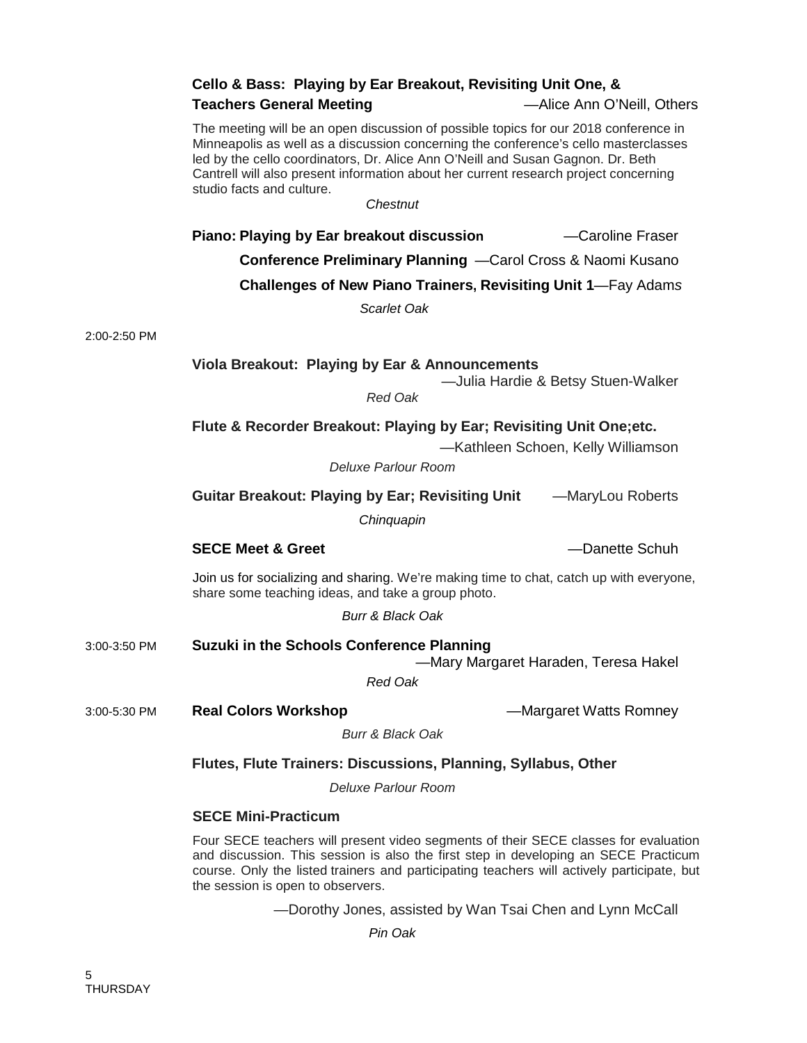**Cello & Bass: Playing by Ear Breakout, Revisiting Unit One, & Teachers General Meeting** —Alice Ann O'Neill, Others

The meeting will be an open discussion of possible topics for our 2018 conference in Minneapolis as well as a discussion concerning the conference's cello masterclasses led by the cello coordinators, Dr. Alice Ann O'Neill and Susan Gagnon. Dr. Beth Cantrell will also present information about her current research project concerning studio facts and culture.

*Chestnut*

**Piano: Playing by Ear breakout discussion** —Caroline Fraser

**Conference Preliminary Planning** —Carol Cross & Naomi Kusano

**Challenges of New Piano Trainers, Revisiting Unit 1**—Fay Adams

*Scarlet Oak*

2:00-2:50 PM

**Viola Breakout: Playing by Ear & Announcements** —Julia Hardie & Betsy Stuen-Walker

*Red Oak*

**Flute & Recorder Breakout: Playing by Ear; Revisiting Unit One;etc.** —Kathleen Schoen, Kelly Williamson

*Deluxe Parlour Room*

**Guitar Breakout: Playing by Ear; Revisiting Unit** —MaryLou Roberts

*Chinquapin*

**SECE Meet & Greet** —Danette Schuh

Join us for socializing and sharing. We're making time to chat, catch up with everyone, share some teaching ideas, and take a group photo.

*Burr & Black Oak*

3:00-3:50 PM

**Suzuki in the Schools Conference Planning** —Mary Margaret Haraden, Teresa Hakel

*Red Oak*

3:00-5:30 PM

**Real Colors Workshop** —Margaret Watts Romney

*Burr & Black Oak*

**Flutes, Flute Trainers: Discussions, Planning, Syllabus, Other**

*Deluxe Parlour Room*

**SECE Mini-Practicum**

Four SECE teachers will present video segments of their SECE classes for evaluation and discussion. This session is also the first step in developing an SECE Practicum course. Only the listed trainers and participating teachers will actively participate, but the session is open to observers.

—Dorothy Jones, assisted by Wan Tsai Chen and Lynn McCall

*Pin Oak*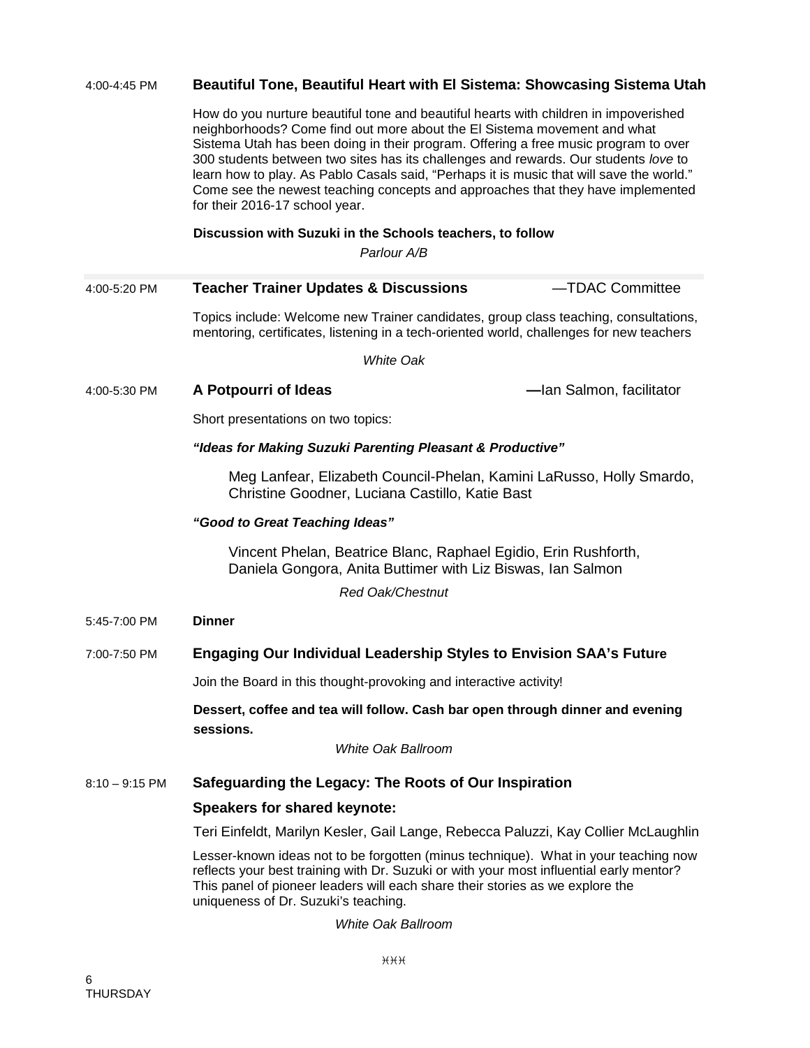4:00-4:45 PM **Beautiful Tone, Beautiful Heart with El Sistema: Showcasing Sistema Utah**

How do you nurture beautiful tone and beautiful hearts with children in impoverished neighborhoods? Come find out more about the El Sistema movement and what Sistema Utah has been doing in their program. Offering a free music program to over 300 students between two sites has its challenges and rewards. Our students *love* to learn how to play. As Pablo Casals said, "Perhaps it is music that will save the world." Come see the newest teaching concepts and approaches that they have implemented for their 2016-17 school year.

**Discussion with Suzuki in the Schools teachers, to follow**

*Parlour A/B*

---

4:00-5:20 PM **Teacher Trainer Updates & Discussions** —TDAC Committee

Topics include: Welcome new Trainer candidates, group class teaching, consultations, mentoring, certificates, listening in a tech-oriented world, challenges for new teachers

*White Oak*

4:00-5:30 PM **A Potpourri of Ideas** —Ian Salmon, facilitator

Short presentations on two topics:

***"Ideas for Making Suzuki Parenting Pleasant & Productive"***

Meg Lanfear, Elizabeth Council-Phelan, Kamini LaRusso, Holly Smardo, Christine Goodner, Luciana Castillo, Katie Bast

***"Good to Great Teaching Ideas"***

Vincent Phelan, Beatrice Blanc, Raphael Egidio, Erin Rushforth, Daniela Gongora, Anita Buttimer with Liz Biswas, Ian Salmon

*Red Oak/Chestnut*

5:45-7:00 PM **Dinner**

7:00-7:50 PM **Engaging Our Individual Leadership Styles to Envision SAA's Future**

Join the Board in this thought-provoking and interactive activity!

**Dessert, coffee and tea will follow. Cash bar open through dinner and evening sessions.**

*White Oak Ballroom*

8:10 – 9:15 PM **Safeguarding the Legacy: The Roots of Our Inspiration**

**Speakers for shared keynote:**

Teri Einfeldt, Marilyn Kesler, Gail Lange, Rebecca Paluzzi, Kay Collier McLaughlin

Lesser-known ideas not to be forgotten (minus technique). What in your teaching now reflects your best training with Dr. Suzuki or with your most influential early mentor? This panel of pioneer leaders will each share their stories as we explore the uniqueness of Dr. Suzuki's teaching.

*White Oak Ballroom*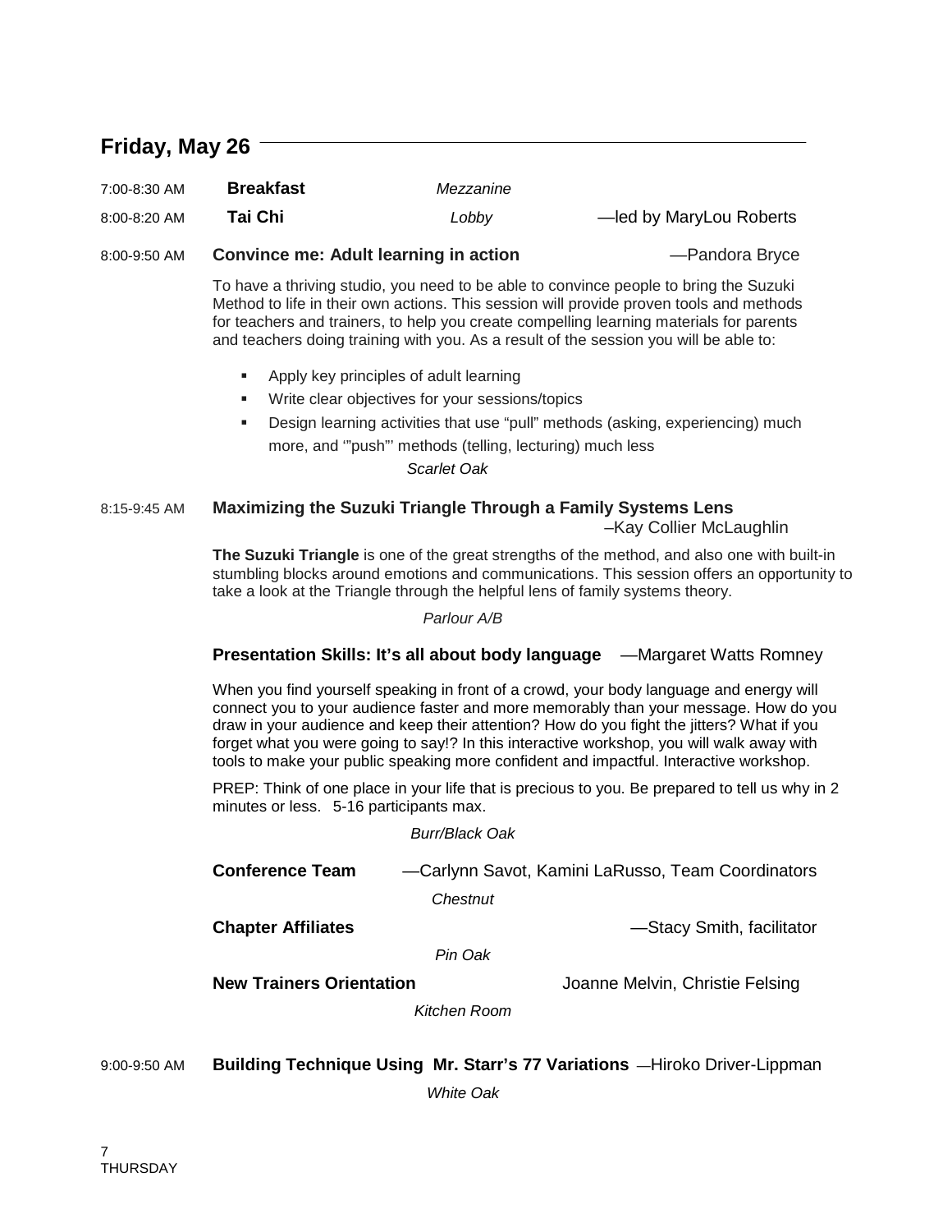## Friday, May 26

7:00-8:30 AM **Breakfast** *Mezzanine*

8:00-8:20 AM **Tai Chi** *Lobby* —led by MaryLou Roberts

8:00-9:50 AM **Convince me: Adult learning in action** —Pandora Bryce

To have a thriving studio, you need to be able to convince people to bring the Suzuki Method to life in their own actions. This session will provide proven tools and methods for teachers and trainers, to help you create compelling learning materials for parents and teachers doing training with you. As a result of the session you will be able to:

- Apply key principles of adult learning
- Write clear objectives for your sessions/topics
- Design learning activities that use "pull" methods (asking, experiencing) much more, and '"push"' methods (telling, lecturing) much less

*Scarlet Oak*

8:15-9:45 AM **Maximizing the Suzuki Triangle Through a Family Systems Lens** –Kay Collier McLaughlin

**The Suzuki Triangle** is one of the great strengths of the method, and also one with built-in stumbling blocks around emotions and communications. This session offers an opportunity to take a look at the Triangle through the helpful lens of family systems theory.

*Parlour A/B*

**Presentation Skills: It's all about body language** —Margaret Watts Romney

When you find yourself speaking in front of a crowd, your body language and energy will connect you to your audience faster and more memorably than your message. How do you draw in your audience and keep their attention? How do you fight the jitters? What if you forget what you were going to say!? In this interactive workshop, you will walk away with tools to make your public speaking more confident and impactful. Interactive workshop.

PREP: Think of one place in your life that is precious to you. Be prepared to tell us why in 2 minutes or less. 5-16 participants max.

*Burr/Black Oak*

**Conference Team** —Carlynn Savot, Kamini LaRusso, Team Coordinators

*Chestnut*

**Chapter Affiliates** —Stacy Smith, facilitator

*Pin Oak*

**New Trainers Orientation** Joanne Melvin, Christie Felsing

*Kitchen Room*

9:00-9:50 AM **Building Technique Using Mr. Starr's 77 Variations** —Hiroko Driver-Lippman

*White Oak*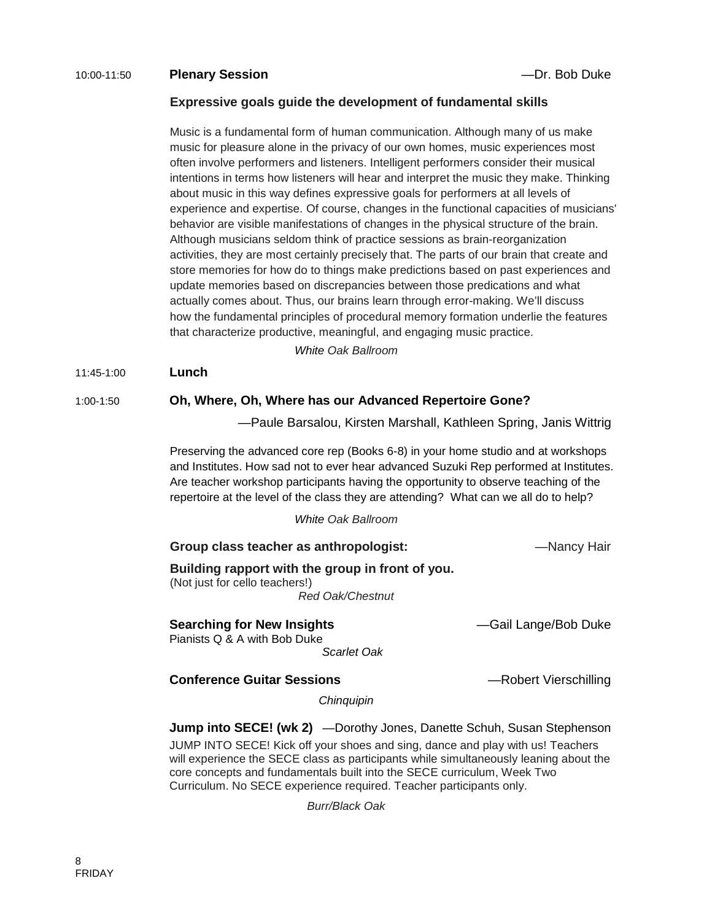10:00-11:50 **Plenary Session** —Dr. Bob Duke

**Expressive goals guide the development of fundamental skills**

Music is a fundamental form of human communication. Although many of us make music for pleasure alone in the privacy of our own homes, music experiences most often involve performers and listeners. Intelligent performers consider their musical intentions in terms how listeners will hear and interpret the music they make. Thinking about music in this way defines expressive goals for performers at all levels of experience and expertise. Of course, changes in the functional capacities of musicians' behavior are visible manifestations of changes in the physical structure of the brain. Although musicians seldom think of practice sessions as brain-reorganization activities, they are most certainly precisely that. The parts of our brain that create and store memories for how do to things make predictions based on past experiences and update memories based on discrepancies between those predications and what actually comes about. Thus, our brains learn through error-making. We'll discuss how the fundamental principles of procedural memory formation underlie the features that characterize productive, meaningful, and engaging music practice.

*White Oak Ballroom*

11:45-1:00 **Lunch**

1:00-1:50 **Oh, Where, Oh, Where has our Advanced Repertoire Gone?**

—Paule Barsalou, Kirsten Marshall, Kathleen Spring, Janis Wittrig

Preserving the advanced core rep (Books 6-8) in your home studio and at workshops and Institutes. How sad not to ever hear advanced Suzuki Rep performed at Institutes. Are teacher workshop participants having the opportunity to observe teaching of the repertoire at the level of the class they are attending? What can we all do to help?

*White Oak Ballroom*

**Group class teacher as anthropologist:** —Nancy Hair

**Building rapport with the group in front of you.**
(Not just for cello teachers!)

*Red Oak/Chestnut*

**Searching for New Insights** —Gail Lange/Bob Duke

Pianists Q & A with Bob Duke

*Scarlet Oak*

**Conference Guitar Sessions** —Robert Vierschilling

*Chinquipin*

**Jump into SECE! (wk 2)** —Dorothy Jones, Danette Schuh, Susan Stephenson

JUMP INTO SECE! Kick off your shoes and sing, dance and play with us! Teachers will experience the SECE class as participants while simultaneously leaning about the core concepts and fundamentals built into the SECE curriculum, Week Two Curriculum. No SECE experience required. Teacher participants only.

*Burr/Black Oak*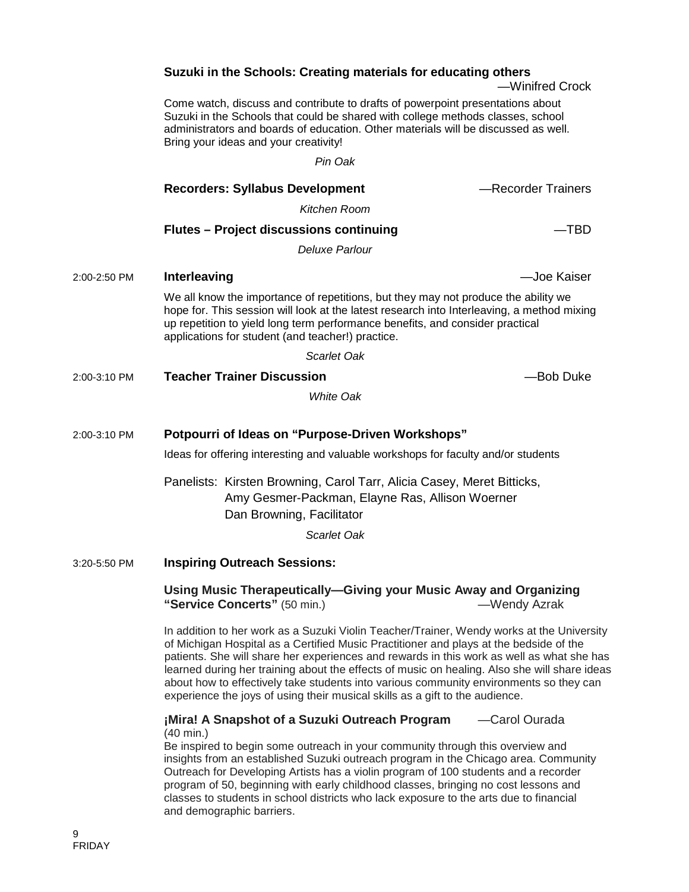**Suzuki in the Schools: Creating materials for educating others**

—Winifred Crock

Come watch, discuss and contribute to drafts of powerpoint presentations about Suzuki in the Schools that could be shared with college methods classes, school administrators and boards of education. Other materials will be discussed as well. Bring your ideas and your creativity!

*Pin Oak*

**Recorders: Syllabus Development** —Recorder Trainers

*Kitchen Room*

**Flutes – Project discussions continuing** —TBD

*Deluxe Parlour*

2:00-2:50 PM **Interleaving** —Joe Kaiser

We all know the importance of repetitions, but they may not produce the ability we hope for. This session will look at the latest research into Interleaving, a method mixing up repetition to yield long term performance benefits, and consider practical applications for student (and teacher!) practice.

*Scarlet Oak*

2:00-3:10 PM **Teacher Trainer Discussion** —Bob Duke

*White Oak*

2:00-3:10 PM **Potpourri of Ideas on "Purpose-Driven Workshops"**

Ideas for offering interesting and valuable workshops for faculty and/or students

Panelists: Kirsten Browning, Carol Tarr, Alicia Casey, Meret Bitticks, Amy Gesmer-Packman, Elayne Ras, Allison Woerner
Dan Browning, Facilitator

*Scarlet Oak*

3:20-5:50 PM **Inspiring Outreach Sessions:**

**Using Music Therapeutically—Giving your Music Away and Organizing "Service Concerts"** (50 min.) —Wendy Azrak

In addition to her work as a Suzuki Violin Teacher/Trainer, Wendy works at the University of Michigan Hospital as a Certified Music Practitioner and plays at the bedside of the patients. She will share her experiences and rewards in this work as well as what she has learned during her training about the effects of music on healing. Also she will share ideas about how to effectively take students into various community environments so they can experience the joys of using their musical skills as a gift to the audience.

**¡Mira! A Snapshot of a Suzuki Outreach Program** (40 min.) —Carol Ourada

Be inspired to begin some outreach in your community through this overview and insights from an established Suzuki outreach program in the Chicago area. Community Outreach for Developing Artists has a violin program of 100 students and a recorder program of 50, beginning with early childhood classes, bringing no cost lessons and classes to students in school districts who lack exposure to the arts due to financial and demographic barriers.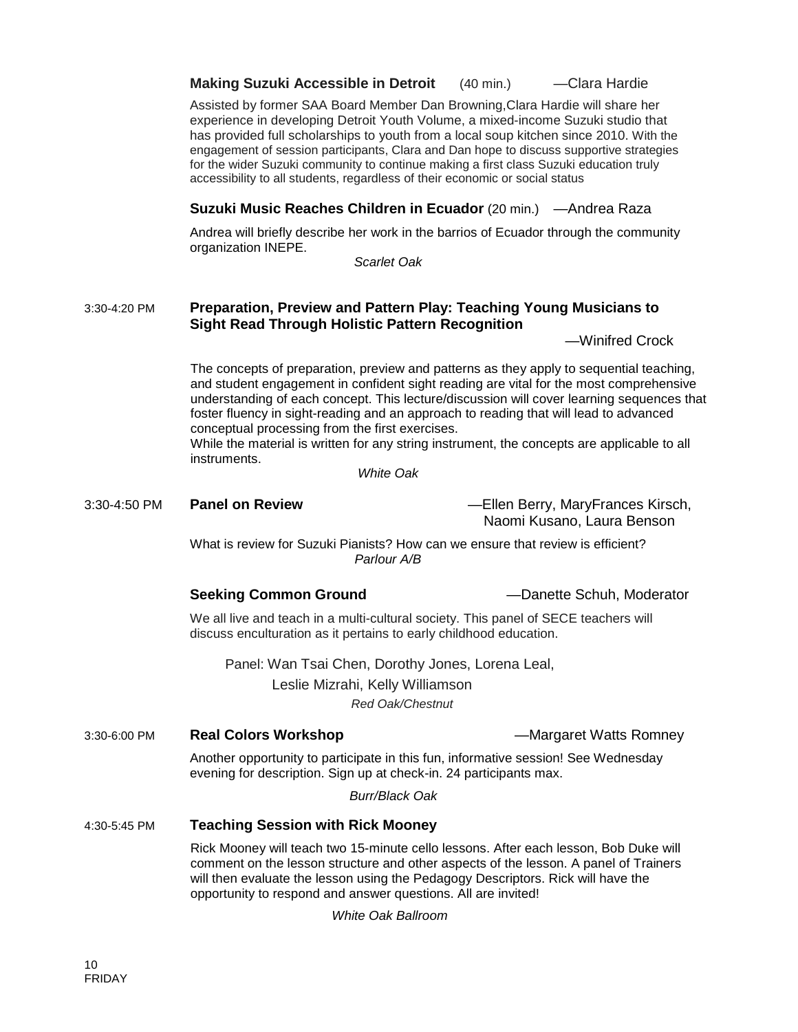**Making Suzuki Accessible in Detroit** (40 min.) —Clara Hardie

Assisted by former SAA Board Member Dan Browning,Clara Hardie will share her experience in developing Detroit Youth Volume, a mixed-income Suzuki studio that has provided full scholarships to youth from a local soup kitchen since 2010. With the engagement of session participants, Clara and Dan hope to discuss supportive strategies for the wider Suzuki community to continue making a first class Suzuki education truly accessibility to all students, regardless of their economic or social status

**Suzuki Music Reaches Children in Ecuador** (20 min.) —Andrea Raza

Andrea will briefly describe her work in the barrios of Ecuador through the community organization INEPE.

*Scarlet Oak*

3:30-4:20 PM **Preparation, Preview and Pattern Play: Teaching Young Musicians to Sight Read Through Holistic Pattern Recognition**

—Winifred Crock

The concepts of preparation, preview and patterns as they apply to sequential teaching, and student engagement in confident sight reading are vital for the most comprehensive understanding of each concept. This lecture/discussion will cover learning sequences that foster fluency in sight-reading and an approach to reading that will lead to advanced conceptual processing from the first exercises.

While the material is written for any string instrument, the concepts are applicable to all instruments.

*White Oak*

3:30-4:50 PM **Panel on Review** —Ellen Berry, MaryFrances Kirsch, Naomi Kusano, Laura Benson

What is review for Suzuki Pianists? How can we ensure that review is efficient?

*Parlour A/B*

**Seeking Common Ground** —Danette Schuh, Moderator

We all live and teach in a multi-cultural society. This panel of SECE teachers will discuss enculturation as it pertains to early childhood education.

Panel: Wan Tsai Chen, Dorothy Jones, Lorena Leal, Leslie Mizrahi, Kelly Williamson

*Red Oak/Chestnut*

3:30-6:00 PM **Real Colors Workshop** —Margaret Watts Romney

Another opportunity to participate in this fun, informative session! See Wednesday evening for description. Sign up at check-in. 24 participants max.

*Burr/Black Oak*

4:30-5:45 PM **Teaching Session with Rick Mooney**

Rick Mooney will teach two 15-minute cello lessons. After each lesson, Bob Duke will comment on the lesson structure and other aspects of the lesson. A panel of Trainers will then evaluate the lesson using the Pedagogy Descriptors. Rick will have the opportunity to respond and answer questions. All are invited!

*White Oak Ballroom*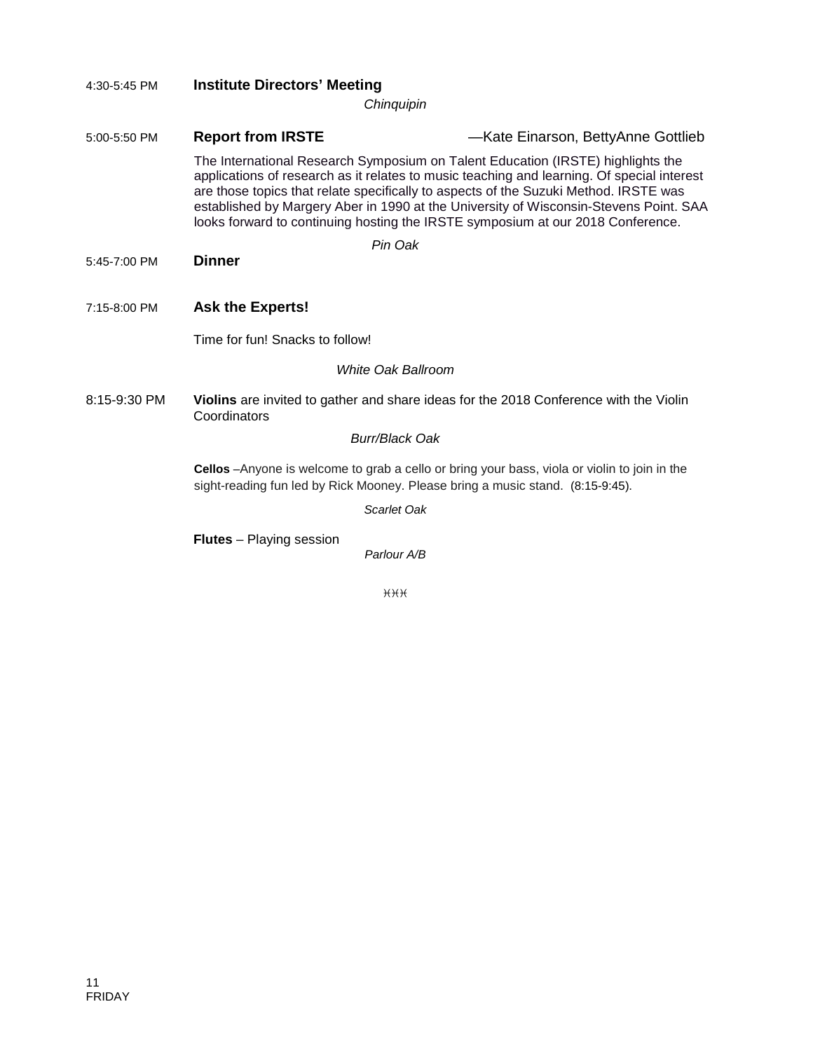4:30-5:45 PM **Institute Directors' Meeting**

*Chinquipin*

5:00-5:50 PM **Report from IRSTE** —Kate Einarson, BettyAnne Gottlieb

The International Research Symposium on Talent Education (IRSTE) highlights the applications of research as it relates to music teaching and learning. Of special interest are those topics that relate specifically to aspects of the Suzuki Method. IRSTE was established by Margery Aber in 1990 at the University of Wisconsin-Stevens Point. SAA looks forward to continuing hosting the IRSTE symposium at our 2018 Conference.

*Pin Oak*

5:45-7:00 PM **Dinner**

7:15-8:00 PM **Ask the Experts!**

Time for fun! Snacks to follow!

*White Oak Ballroom*

8:15-9:30 PM **Violins** are invited to gather and share ideas for the 2018 Conference with the Violin Coordinators

*Burr/Black Oak*

**Cellos** –Anyone is welcome to grab a cello or bring your bass, viola or violin to join in the sight-reading fun led by Rick Mooney. Please bring a music stand. (8:15-9:45).

*Scarlet Oak*

**Flutes** – Playing session

*Parlour A/B*

ЖЖЖ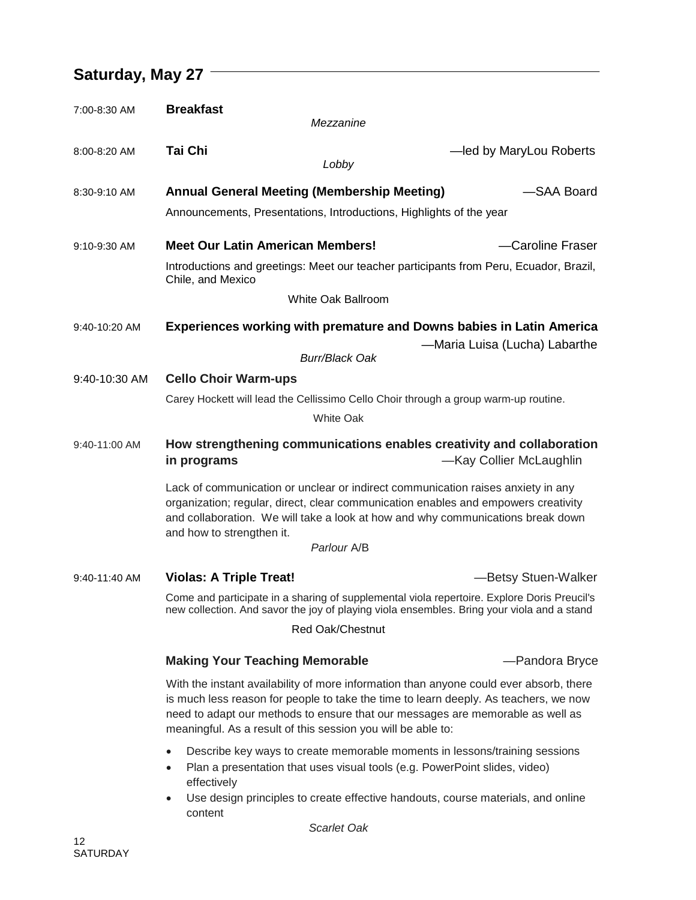## Saturday, May 27

7:00-8:30 AM **Breakfast**

*Mezzanine*

8:00-8:20 AM **Tai Chi** —led by MaryLou Roberts

*Lobby*

8:30-9:10 AM **Annual General Meeting (Membership Meeting)** —SAA Board

Announcements, Presentations, Introductions, Highlights of the year

9:10-9:30 AM **Meet Our Latin American Members!** —Caroline Fraser

Introductions and greetings: Meet our teacher participants from Peru, Ecuador, Brazil, Chile, and Mexico

White Oak Ballroom

9:40-10:20 AM **Experiences working with premature and Downs babies in Latin America** —Maria Luisa (Lucha) Labarthe

*Burr/Black Oak*

9:40-10:30 AM **Cello Choir Warm-ups**

Carey Hockett will lead the Cellissimo Cello Choir through a group warm-up routine.

White Oak

9:40-11:00 AM **How strengthening communications enables creativity and collaboration in programs** —Kay Collier McLaughlin

Lack of communication or unclear or indirect communication raises anxiety in any organization; regular, direct, clear communication enables and empowers creativity and collaboration. We will take a look at how and why communications break down and how to strengthen it.

*Parlour* A/B

9:40-11:40 AM **Violas: A Triple Treat!** —Betsy Stuen-Walker

Come and participate in a sharing of supplemental viola repertoire. Explore Doris Preucil's new collection. And savor the joy of playing viola ensembles. Bring your viola and a stand

Red Oak/Chestnut

**Making Your Teaching Memorable** —Pandora Bryce

With the instant availability of more information than anyone could ever absorb, there is much less reason for people to take the time to learn deeply. As teachers, we now need to adapt our methods to ensure that our messages are memorable as well as meaningful. As a result of this session you will be able to:

- Describe key ways to create memorable moments in lessons/training sessions
- Plan a presentation that uses visual tools (e.g. PowerPoint slides, video) effectively
- Use design principles to create effective handouts, course materials, and online content

*Scarlet Oak*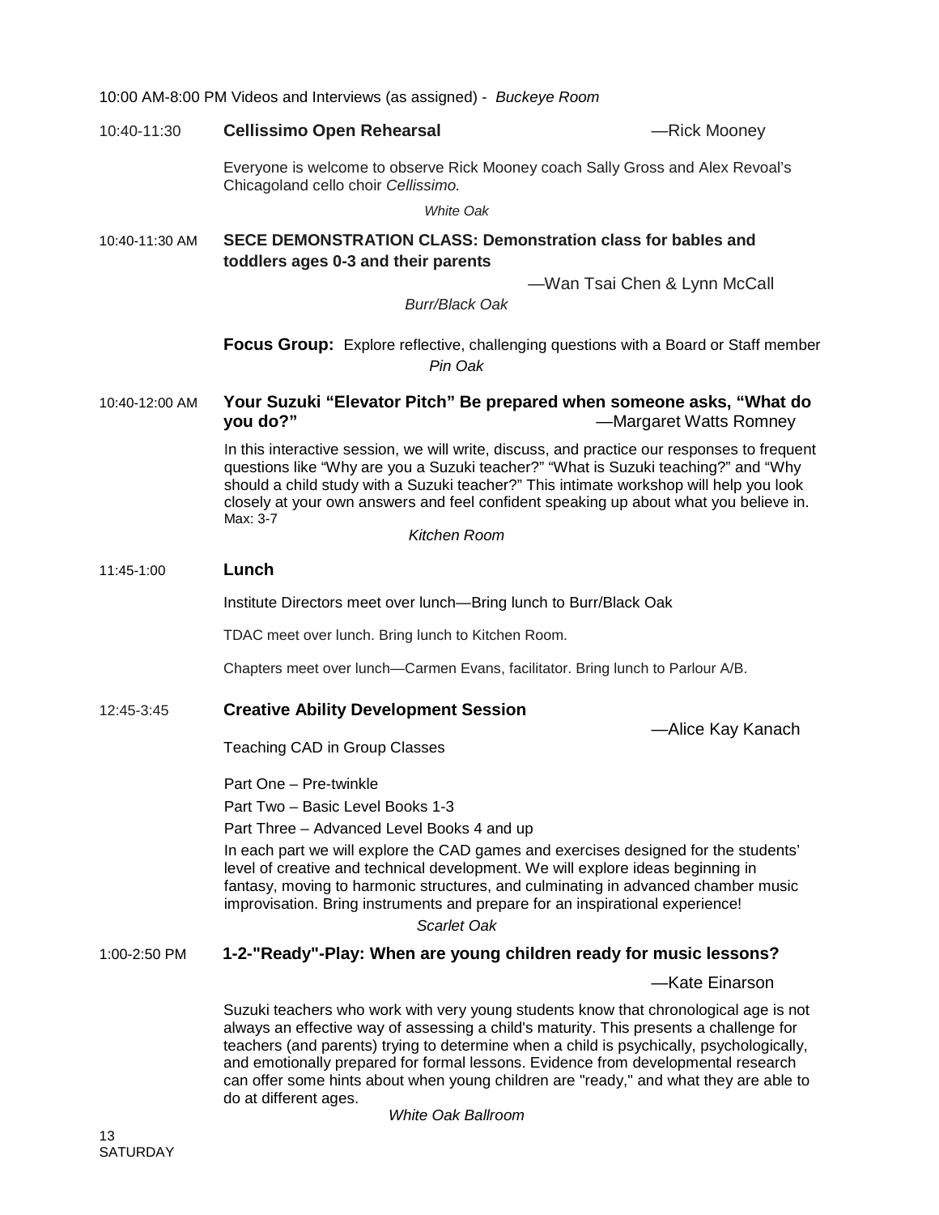10:00 AM-8:00 PM Videos and Interviews (as assigned) - *Buckeye Room*

10:40-11:30 **Cellissimo Open Rehearsal** —Rick Mooney

Everyone is welcome to observe Rick Mooney coach Sally Gross and Alex Revoal's Chicagoland cello choir *Cellissimo.*

*White Oak*

10:40-11:30 AM **SECE DEMONSTRATION CLASS: Demonstration class for babIes and toddlers ages 0-3 and their parents**

—Wan Tsai Chen & Lynn McCall

*Burr/Black Oak*

**Focus Group:** Explore reflective, challenging questions with a Board or Staff member

*Pin Oak*

10:40-12:00 AM **Your Suzuki "Elevator Pitch" Be prepared when someone asks, "What do you do?"** —Margaret Watts Romney

In this interactive session, we will write, discuss, and practice our responses to frequent questions like "Why are you a Suzuki teacher?" "What is Suzuki teaching?" and "Why should a child study with a Suzuki teacher?" This intimate workshop will help you look closely at your own answers and feel confident speaking up about what you believe in. Max: 3-7

*Kitchen Room*

11:45-1:00 **Lunch**

Institute Directors meet over lunch—Bring lunch to Burr/Black Oak

TDAC meet over lunch. Bring lunch to Kitchen Room.

Chapters meet over lunch—Carmen Evans, facilitator. Bring lunch to Parlour A/B.

12:45-3:45 **Creative Ability Development Session**

—Alice Kay Kanach

Teaching CAD in Group Classes

Part One – Pre-twinkle

Part Two – Basic Level Books 1-3

Part Three – Advanced Level Books 4 and up

In each part we will explore the CAD games and exercises designed for the students' level of creative and technical development. We will explore ideas beginning in fantasy, moving to harmonic structures, and culminating in advanced chamber music improvisation. Bring instruments and prepare for an inspirational experience!

*Scarlet Oak*

1:00-2:50 PM **1-2-"Ready"-Play: When are young children ready for music lessons?**

—Kate Einarson

Suzuki teachers who work with very young students know that chronological age is not always an effective way of assessing a child's maturity. This presents a challenge for teachers (and parents) trying to determine when a child is psychically, psychologically, and emotionally prepared for formal lessons. Evidence from developmental research can offer some hints about when young children are "ready," and what they are able to do at different ages.

*White Oak Ballroom*

SATURDAY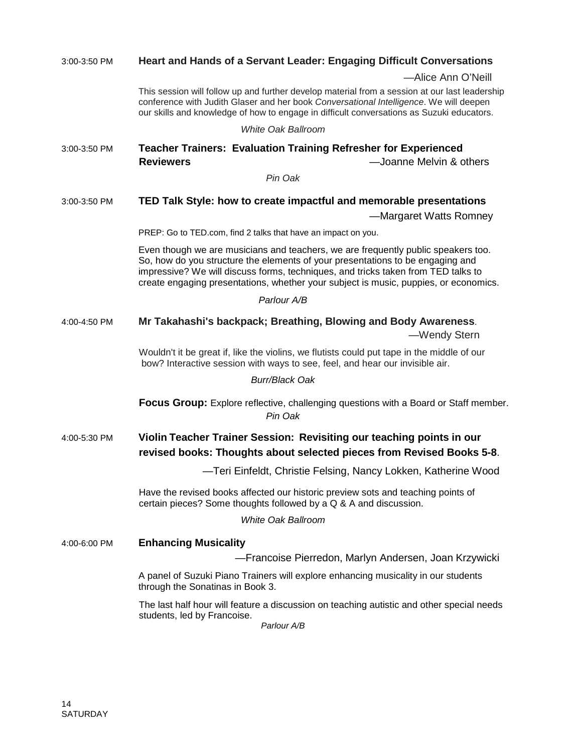3:00-3:50 PM **Heart and Hands of a Servant Leader: Engaging Difficult Conversations**

—Alice Ann O'Neill

This session will follow up and further develop material from a session at our last leadership conference with Judith Glaser and her book *Conversational Intelligence*. We will deepen our skills and knowledge of how to engage in difficult conversations as Suzuki educators.

*White Oak Ballroom*

3:00-3:50 PM **Teacher Trainers: Evaluation Training Refresher for Experienced Reviewers** —Joanne Melvin & others

*Pin Oak*

3:00-3:50 PM **TED Talk Style: how to create impactful and memorable presentations**

—Margaret Watts Romney

PREP: Go to TED.com, find 2 talks that have an impact on you.

Even though we are musicians and teachers, we are frequently public speakers too. So, how do you structure the elements of your presentations to be engaging and impressive? We will discuss forms, techniques, and tricks taken from TED talks to create engaging presentations, whether your subject is music, puppies, or economics.

*Parlour A/B*

4:00-4:50 PM **Mr Takahashi's backpack; Breathing, Blowing and Body Awareness**.

—Wendy Stern

Wouldn't it be great if, like the violins, we flutists could put tape in the middle of our bow? Interactive session with ways to see, feel, and hear our invisible air.

*Burr/Black Oak*

**Focus Group:** Explore reflective, challenging questions with a Board or Staff member.

*Pin Oak*

4:00-5:30 PM **Violin Teacher Trainer Session: Revisiting our teaching points in our revised books: Thoughts about selected pieces from Revised Books 5-8**.

—Teri Einfeldt, Christie Felsing, Nancy Lokken, Katherine Wood

Have the revised books affected our historic preview sots and teaching points of certain pieces? Some thoughts followed by a Q & A and discussion.

*White Oak Ballroom*

4:00-6:00 PM **Enhancing Musicality**

—Francoise Pierredon, Marlyn Andersen, Joan Krzywicki

A panel of Suzuki Piano Trainers will explore enhancing musicality in our students through the Sonatinas in Book 3.

The last half hour will feature a discussion on teaching autistic and other special needs students, led by Francoise.

*Parlour A/B*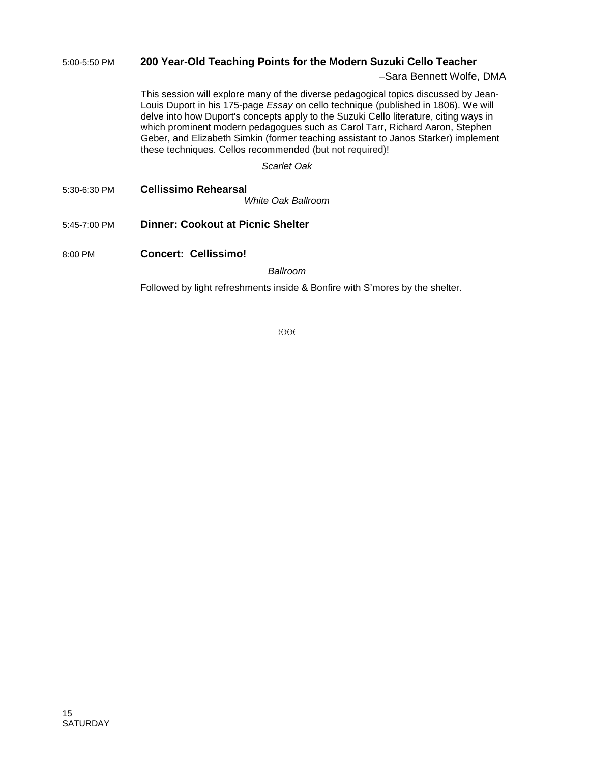5:00-5:50 PM **200 Year-Old Teaching Points for the Modern Suzuki Cello Teacher**

–Sara Bennett Wolfe, DMA

This session will explore many of the diverse pedagogical topics discussed by Jean-Louis Duport in his 175-page *Essay* on cello technique (published in 1806). We will delve into how Duport's concepts apply to the Suzuki Cello literature, citing ways in which prominent modern pedagogues such as Carol Tarr, Richard Aaron, Stephen Geber, and Elizabeth Simkin (former teaching assistant to Janos Starker) implement these techniques. Cellos recommended (but not required)!

*Scarlet Oak*

5:30-6:30 PM **Cellissimo Rehearsal**

*White Oak Ballroom*

5:45-7:00 PM **Dinner: Cookout at Picnic Shelter**

8:00 PM **Concert: Cellissimo!**

*Ballroom*

Followed by light refreshments inside & Bonfire with S'mores by the shelter.

※※※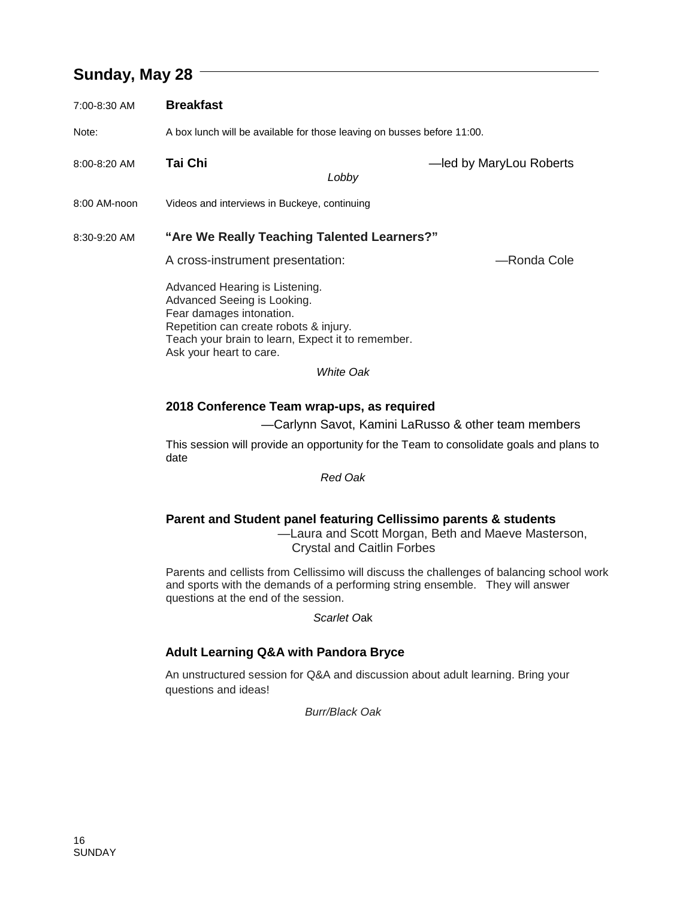## Sunday, May 28

7:00-8:30 AM **Breakfast**

Note: A box lunch will be available for those leaving on busses before 11:00.

8:00-8:20 AM **Tai Chi** —led by MaryLou Roberts

*Lobby*

8:00 AM-noon Videos and interviews in Buckeye, continuing

8:30-9:20 AM **"Are We Really Teaching Talented Learners?"**

A cross-instrument presentation: —Ronda Cole

Advanced Hearing is Listening.
Advanced Seeing is Looking.
Fear damages intonation.
Repetition can create robots & injury.
Teach your brain to learn, Expect it to remember.
Ask your heart to care.

*White Oak*

**2018 Conference Team wrap-ups, as required**

—Carlynn Savot, Kamini LaRusso & other team members

This session will provide an opportunity for the Team to consolidate goals and plans to date

*Red Oak*

**Parent and Student panel featuring Cellissimo parents & students**

—Laura and Scott Morgan, Beth and Maeve Masterson, Crystal and Caitlin Forbes

Parents and cellists from Cellissimo will discuss the challenges of balancing school work and sports with the demands of a performing string ensemble. They will answer questions at the end of the session.

*Scarlet Oak*

**Adult Learning Q&A with Pandora Bryce**

An unstructured session for Q&A and discussion about adult learning. Bring your questions and ideas!

*Burr/Black Oak*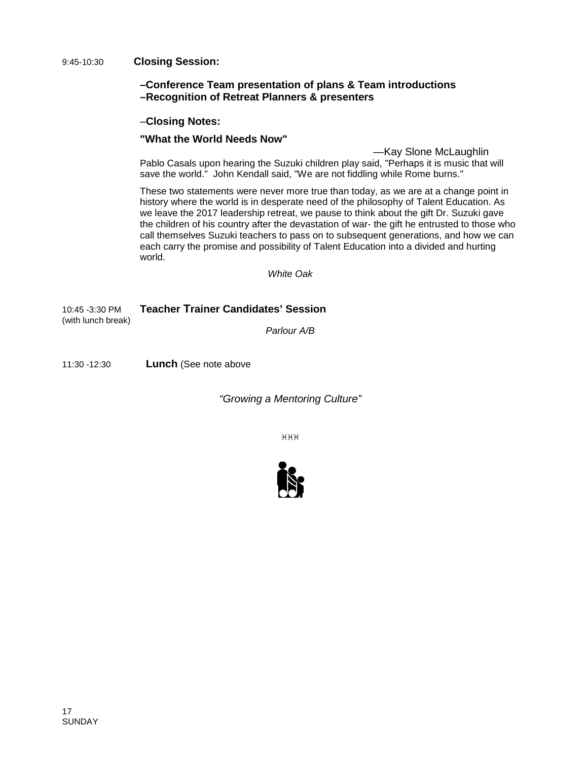9:45-10:30 **Closing Session:**

**–Conference Team presentation of plans & Team introductions**
**–Recognition of Retreat Planners & presenters**

–**Closing Notes:**

**"What the World Needs Now"**

—Kay Slone McLaughlin

Pablo Casals upon hearing the Suzuki children play said, "Perhaps it is music that will save the world." John Kendall said, "We are not fiddling while Rome burns."

These two statements were never more true than today, as we are at a change point in history where the world is in desperate need of the philosophy of Talent Education. As we leave the 2017 leadership retreat, we pause to think about the gift Dr. Suzuki gave the children of his country after the devastation of war- the gift he entrusted to those who call themselves Suzuki teachers to pass on to subsequent generations, and how we can each carry the promise and possibility of Talent Education into a divided and hurting world.

*White Oak*

10:45 -3:30 PM (with lunch break) **Teacher Trainer Candidates' Session**

*Parlour A/B*

11:30 -12:30 **Lunch** (See note above

*"Growing a Mentoring Culture"*

ЖЖЖ